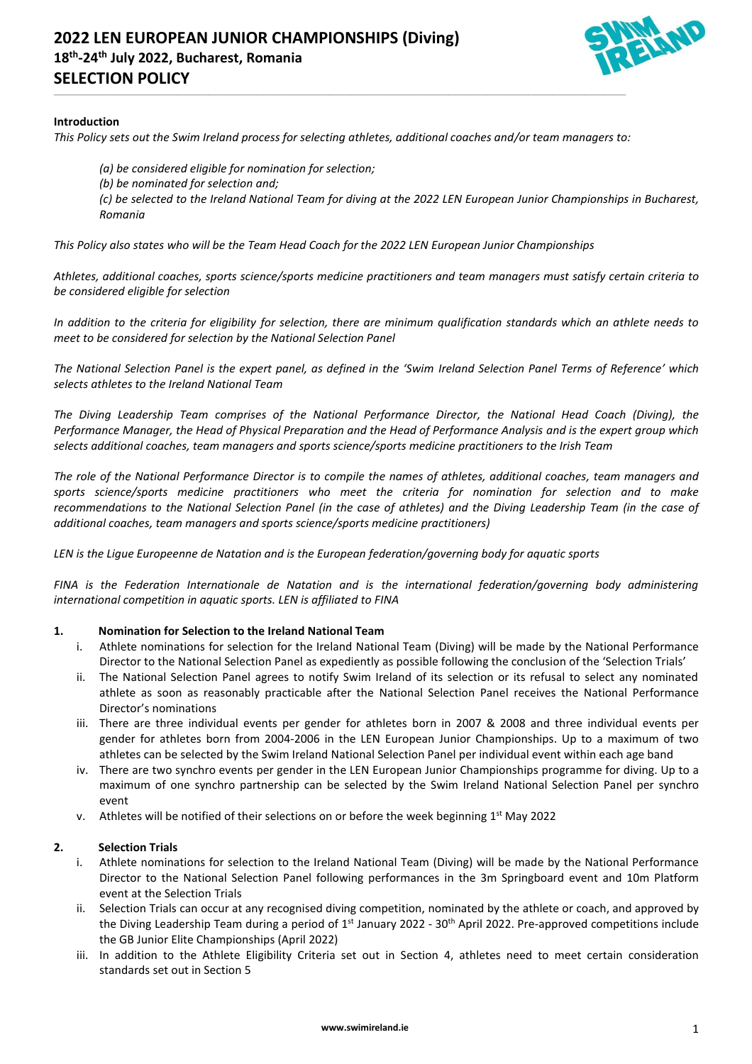# 2022 LEN EUROPEAN JUNIOR CHAMPIONSHIPS (Diving)

## 18th-24th July 2022, Bucharest, Romania

## SELECTION POLICY

**Introduction**

*This Policy sets out the Swim Ireland process for selecting athletes, additional coaches and/or team managers to:*

> *(a) be considered eligible for nomination for selection;*
> *(b) be nominated for selection and;*
> *(c) be selected to the Ireland National Team for diving at the 2022 LEN European Junior Championships in Bucharest, Romania*

*This Policy also states who will be the Team Head Coach for the 2022 LEN European Junior Championships*

*Athletes, additional coaches, sports science/sports medicine practitioners and team managers must satisfy certain criteria to be considered eligible for selection*

*In addition to the criteria for eligibility for selection, there are minimum qualification standards which an athlete needs to meet to be considered for selection by the National Selection Panel*

*The National Selection Panel is the expert panel, as defined in the 'Swim Ireland Selection Panel Terms of Reference' which selects athletes to the Ireland National Team*

*The Diving Leadership Team comprises of the National Performance Director, the National Head Coach (Diving), the Performance Manager, the Head of Physical Preparation and the Head of Performance Analysis and is the expert group which selects additional coaches, team managers and sports science/sports medicine practitioners to the Irish Team*

*The role of the National Performance Director is to compile the names of athletes, additional coaches, team managers and sports science/sports medicine practitioners who meet the criteria for nomination for selection and to make recommendations to the National Selection Panel (in the case of athletes) and the Diving Leadership Team (in the case of additional coaches, team managers and sports science/sports medicine practitioners)*

*LEN is the Ligue Europeenne de Natation and is the European federation/governing body for aquatic sports*

*FINA is the Federation Internationale de Natation and is the international federation/governing body administering international competition in aquatic sports. LEN is affiliated to FINA*

### 1. Nomination for Selection to the Ireland National Team

i. Athlete nominations for selection for the Ireland National Team (Diving) will be made by the National Performance Director to the National Selection Panel as expediently as possible following the conclusion of the 'Selection Trials'

ii. The National Selection Panel agrees to notify Swim Ireland of its selection or its refusal to select any nominated athlete as soon as reasonably practicable after the National Selection Panel receives the National Performance Director's nominations

iii. There are three individual events per gender for athletes born in 2007 & 2008 and three individual events per gender for athletes born from 2004-2006 in the LEN European Junior Championships. Up to a maximum of two athletes can be selected by the Swim Ireland National Selection Panel per individual event within each age band

iv. There are two synchro events per gender in the LEN European Junior Championships programme for diving. Up to a maximum of one synchro partnership can be selected by the Swim Ireland National Selection Panel per synchro event

v. Athletes will be notified of their selections on or before the week beginning 1st May 2022

### 2. Selection Trials

i. Athlete nominations for selection to the Ireland National Team (Diving) will be made by the National Performance Director to the National Selection Panel following performances in the 3m Springboard event and 10m Platform event at the Selection Trials

ii. Selection Trials can occur at any recognised diving competition, nominated by the athlete or coach, and approved by the Diving Leadership Team during a period of 1st January 2022 - 30th April 2022. Pre-approved competitions include the GB Junior Elite Championships (April 2022)

iii. In addition to the Athlete Eligibility Criteria set out in Section 4, athletes need to meet certain consideration standards set out in Section 5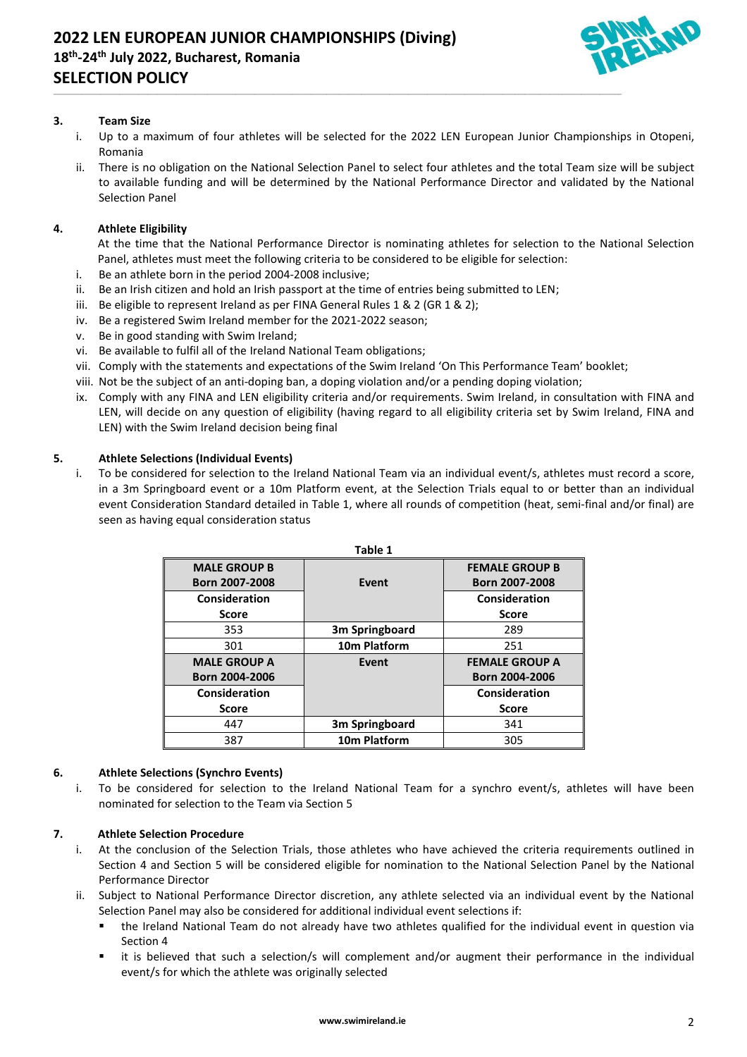### 3. Team Size

i. Up to a maximum of four athletes will be selected for the 2022 LEN European Junior Championships in Otopeni, Romania

ii. There is no obligation on the National Selection Panel to select four athletes and the total Team size will be subject to available funding and will be determined by the National Performance Director and validated by the National Selection Panel

### 4. Athlete Eligibility

At the time that the National Performance Director is nominating athletes for selection to the National Selection Panel, athletes must meet the following criteria to be considered to be eligible for selection:

i. Be an athlete born in the period 2004-2008 inclusive;

ii. Be an Irish citizen and hold an Irish passport at the time of entries being submitted to LEN;

iii. Be eligible to represent Ireland as per FINA General Rules 1 & 2 (GR 1 & 2);

iv. Be a registered Swim Ireland member for the 2021-2022 season;

v. Be in good standing with Swim Ireland;

vi. Be available to fulfil all of the Ireland National Team obligations;

vii. Comply with the statements and expectations of the Swim Ireland 'On This Performance Team' booklet;

viii. Not be the subject of an anti-doping ban, a doping violation and/or a pending doping violation;

ix. Comply with any FINA and LEN eligibility criteria and/or requirements. Swim Ireland, in consultation with FINA and LEN, will decide on any question of eligibility (having regard to all eligibility criteria set by Swim Ireland, FINA and LEN) with the Swim Ireland decision being final

### 5. Athlete Selections (Individual Events)

i. To be considered for selection to the Ireland National Team via an individual event/s, athletes must record a score, in a 3m Springboard event or a 10m Platform event, at the Selection Trials equal to or better than an individual event Consideration Standard detailed in Table 1, where all rounds of competition (heat, semi-final and/or final) are seen as having equal consideration status

**Table 1**

| **MALE GROUP B Born 2007-2008** | **Event** | **FEMALE GROUP B Born 2007-2008** |
|---|---|---|
| **Consideration Score** | | **Consideration Score** |
| 353 | **3m Springboard** | 289 |
| 301 | **10m Platform** | 251 |
| **MALE GROUP A Born 2004-2006** | **Event** | **FEMALE GROUP A Born 2004-2006** |
| **Consideration Score** | | **Consideration Score** |
| 447 | **3m Springboard** | 341 |
| 387 | **10m Platform** | 305 |

### 6. Athlete Selections (Synchro Events)

i. To be considered for selection to the Ireland National Team for a synchro event/s, athletes will have been nominated for selection to the Team via Section 5

### 7. Athlete Selection Procedure

i. At the conclusion of the Selection Trials, those athletes who have achieved the criteria requirements outlined in Section 4 and Section 5 will be considered eligible for nomination to the National Selection Panel by the National Performance Director

ii. Subject to National Performance Director discretion, any athlete selected via an individual event by the National Selection Panel may also be considered for additional individual event selections if:
   - the Ireland National Team do not already have two athletes qualified for the individual event in question via Section 4
   - it is believed that such a selection/s will complement and/or augment their performance in the individual event/s for which the athlete was originally selected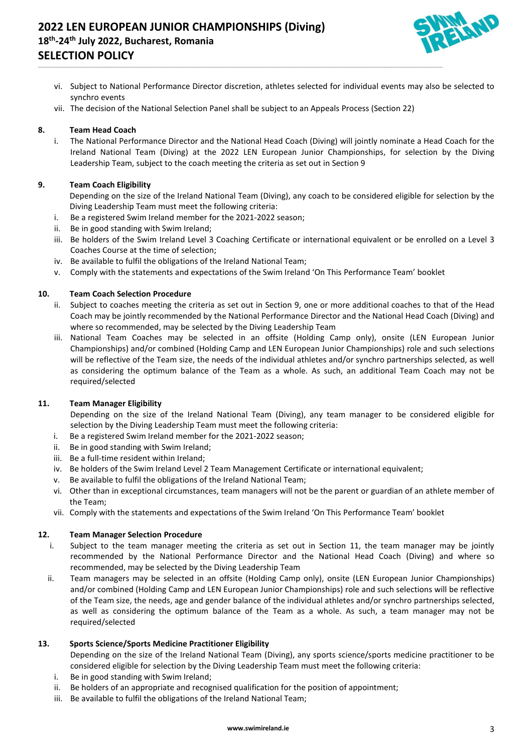vi. Subject to National Performance Director discretion, athletes selected for individual events may also be selected to synchro events

vii. The decision of the National Selection Panel shall be subject to an Appeals Process (Section 22)

## 8. Team Head Coach

i. The National Performance Director and the National Head Coach (Diving) will jointly nominate a Head Coach for the Ireland National Team (Diving) at the 2022 LEN European Junior Championships, for selection by the Diving Leadership Team, subject to the coach meeting the criteria as set out in Section 9

## 9. Team Coach Eligibility

Depending on the size of the Ireland National Team (Diving), any coach to be considered eligible for selection by the Diving Leadership Team must meet the following criteria:

i. Be a registered Swim Ireland member for the 2021-2022 season;

ii. Be in good standing with Swim Ireland;

iii. Be holders of the Swim Ireland Level 3 Coaching Certificate or international equivalent or be enrolled on a Level 3 Coaches Course at the time of selection;

iv. Be available to fulfil the obligations of the Ireland National Team;

v. Comply with the statements and expectations of the Swim Ireland 'On This Performance Team' booklet

## 10. Team Coach Selection Procedure

ii. Subject to coaches meeting the criteria as set out in Section 9, one or more additional coaches to that of the Head Coach may be jointly recommended by the National Performance Director and the National Head Coach (Diving) and where so recommended, may be selected by the Diving Leadership Team

iii. National Team Coaches may be selected in an offsite (Holding Camp only), onsite (LEN European Junior Championships) and/or combined (Holding Camp and LEN European Junior Championships) role and such selections will be reflective of the Team size, the needs of the individual athletes and/or synchro partnerships selected, as well as considering the optimum balance of the Team as a whole. As such, an additional Team Coach may not be required/selected

## 11. Team Manager Eligibility

Depending on the size of the Ireland National Team (Diving), any team manager to be considered eligible for selection by the Diving Leadership Team must meet the following criteria:

i. Be a registered Swim Ireland member for the 2021-2022 season;

ii. Be in good standing with Swim Ireland;

iii. Be a full-time resident within Ireland;

iv. Be holders of the Swim Ireland Level 2 Team Management Certificate or international equivalent;

v. Be available to fulfil the obligations of the Ireland National Team;

vi. Other than in exceptional circumstances, team managers will not be the parent or guardian of an athlete member of the Team;

vii. Comply with the statements and expectations of the Swim Ireland 'On This Performance Team' booklet

## 12. Team Manager Selection Procedure

i. Subject to the team manager meeting the criteria as set out in Section 11, the team manager may be jointly recommended by the National Performance Director and the National Head Coach (Diving) and where so recommended, may be selected by the Diving Leadership Team

ii. Team managers may be selected in an offsite (Holding Camp only), onsite (LEN European Junior Championships) and/or combined (Holding Camp and LEN European Junior Championships) role and such selections will be reflective of the Team size, the needs, age and gender balance of the individual athletes and/or synchro partnerships selected, as well as considering the optimum balance of the Team as a whole. As such, a team manager may not be required/selected

## 13. Sports Science/Sports Medicine Practitioner Eligibility

Depending on the size of the Ireland National Team (Diving), any sports science/sports medicine practitioner to be considered eligible for selection by the Diving Leadership Team must meet the following criteria:

i. Be in good standing with Swim Ireland;

ii. Be holders of an appropriate and recognised qualification for the position of appointment;

iii. Be available to fulfil the obligations of the Ireland National Team;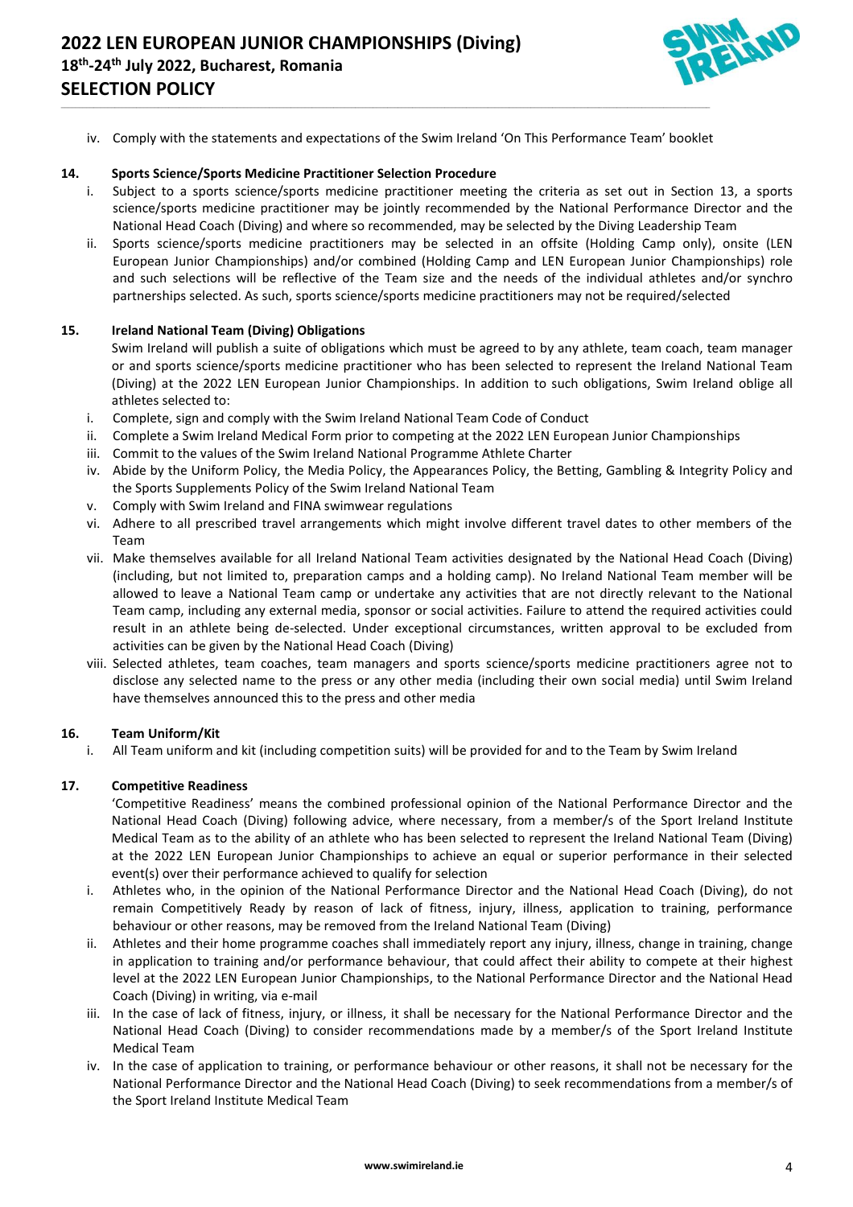iv. Comply with the statements and expectations of the Swim Ireland 'On This Performance Team' booklet

**14. Sports Science/Sports Medicine Practitioner Selection Procedure**

i. Subject to a sports science/sports medicine practitioner meeting the criteria as set out in Section 13, a sports science/sports medicine practitioner may be jointly recommended by the National Performance Director and the National Head Coach (Diving) and where so recommended, may be selected by the Diving Leadership Team

ii. Sports science/sports medicine practitioners may be selected in an offsite (Holding Camp only), onsite (LEN European Junior Championships) and/or combined (Holding Camp and LEN European Junior Championships) role and such selections will be reflective of the Team size and the needs of the individual athletes and/or synchro partnerships selected. As such, sports science/sports medicine practitioners may not be required/selected

**15. Ireland National Team (Diving) Obligations**

Swim Ireland will publish a suite of obligations which must be agreed to by any athlete, team coach, team manager or and sports science/sports medicine practitioner who has been selected to represent the Ireland National Team (Diving) at the 2022 LEN European Junior Championships. In addition to such obligations, Swim Ireland oblige all athletes selected to:

i. Complete, sign and comply with the Swim Ireland National Team Code of Conduct

ii. Complete a Swim Ireland Medical Form prior to competing at the 2022 LEN European Junior Championships

iii. Commit to the values of the Swim Ireland National Programme Athlete Charter

iv. Abide by the Uniform Policy, the Media Policy, the Appearances Policy, the Betting, Gambling & Integrity Policy and the Sports Supplements Policy of the Swim Ireland National Team

v. Comply with Swim Ireland and FINA swimwear regulations

vi. Adhere to all prescribed travel arrangements which might involve different travel dates to other members of the Team

vii. Make themselves available for all Ireland National Team activities designated by the National Head Coach (Diving) (including, but not limited to, preparation camps and a holding camp). No Ireland National Team member will be allowed to leave a National Team camp or undertake any activities that are not directly relevant to the National Team camp, including any external media, sponsor or social activities. Failure to attend the required activities could result in an athlete being de-selected. Under exceptional circumstances, written approval to be excluded from activities can be given by the National Head Coach (Diving)

viii. Selected athletes, team coaches, team managers and sports science/sports medicine practitioners agree not to disclose any selected name to the press or any other media (including their own social media) until Swim Ireland have themselves announced this to the press and other media

**16. Team Uniform/Kit**

i. All Team uniform and kit (including competition suits) will be provided for and to the Team by Swim Ireland

**17. Competitive Readiness**

'Competitive Readiness' means the combined professional opinion of the National Performance Director and the National Head Coach (Diving) following advice, where necessary, from a member/s of the Sport Ireland Institute Medical Team as to the ability of an athlete who has been selected to represent the Ireland National Team (Diving) at the 2022 LEN European Junior Championships to achieve an equal or superior performance in their selected event(s) over their performance achieved to qualify for selection

i. Athletes who, in the opinion of the National Performance Director and the National Head Coach (Diving), do not remain Competitively Ready by reason of lack of fitness, injury, illness, application to training, performance behaviour or other reasons, may be removed from the Ireland National Team (Diving)

ii. Athletes and their home programme coaches shall immediately report any injury, illness, change in training, change in application to training and/or performance behaviour, that could affect their ability to compete at their highest level at the 2022 LEN European Junior Championships, to the National Performance Director and the National Head Coach (Diving) in writing, via e-mail

iii. In the case of lack of fitness, injury, or illness, it shall be necessary for the National Performance Director and the National Head Coach (Diving) to consider recommendations made by a member/s of the Sport Ireland Institute Medical Team

iv. In the case of application to training, or performance behaviour or other reasons, it shall not be necessary for the National Performance Director and the National Head Coach (Diving) to seek recommendations from a member/s of the Sport Ireland Institute Medical Team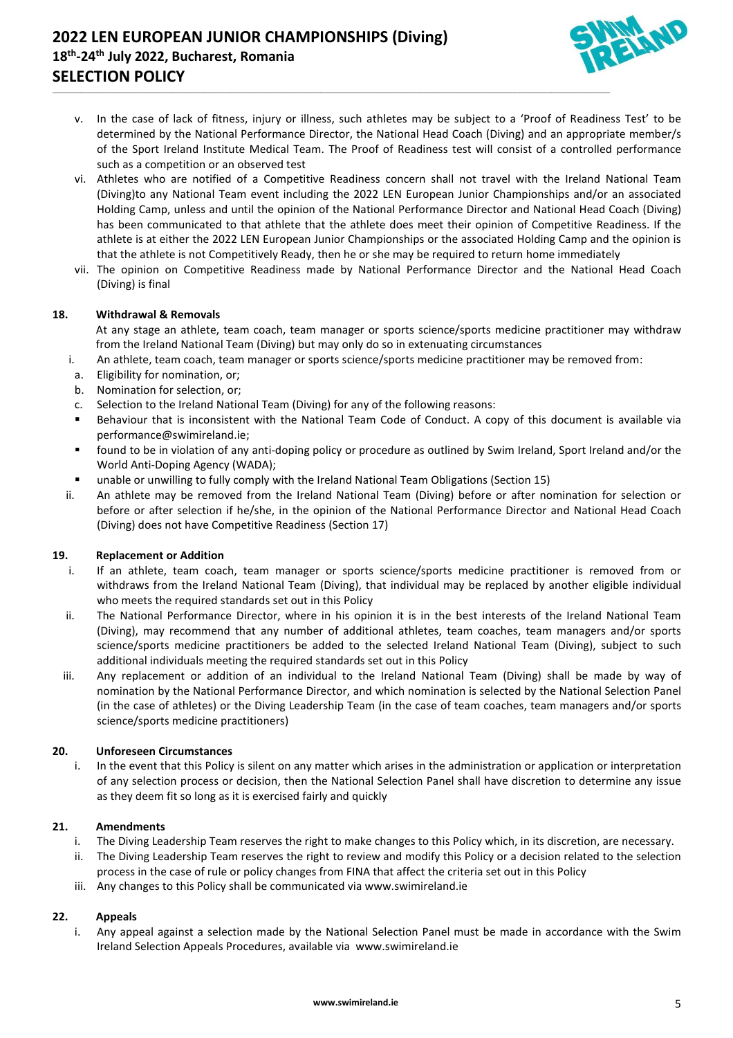v. In the case of lack of fitness, injury or illness, such athletes may be subject to a 'Proof of Readiness Test' to be determined by the National Performance Director, the National Head Coach (Diving) and an appropriate member/s of the Sport Ireland Institute Medical Team. The Proof of Readiness test will consist of a controlled performance such as a competition or an observed test

vi. Athletes who are notified of a Competitive Readiness concern shall not travel with the Ireland National Team (Diving)to any National Team event including the 2022 LEN European Junior Championships and/or an associated Holding Camp, unless and until the opinion of the National Performance Director and National Head Coach (Diving) has been communicated to that athlete that the athlete does meet their opinion of Competitive Readiness. If the athlete is at either the 2022 LEN European Junior Championships or the associated Holding Camp and the opinion is that the athlete is not Competitively Ready, then he or she may be required to return home immediately

vii. The opinion on Competitive Readiness made by National Performance Director and the National Head Coach (Diving) is final

## 18. Withdrawal & Removals

At any stage an athlete, team coach, team manager or sports science/sports medicine practitioner may withdraw from the Ireland National Team (Diving) but may only do so in extenuating circumstances

i. An athlete, team coach, team manager or sports science/sports medicine practitioner may be removed from:

a. Eligibility for nomination, or;

b. Nomination for selection, or;

c. Selection to the Ireland National Team (Diving) for any of the following reasons:

- Behaviour that is inconsistent with the National Team Code of Conduct. A copy of this document is available via performance@swimireland.ie;
- found to be in violation of any anti-doping policy or procedure as outlined by Swim Ireland, Sport Ireland and/or the World Anti-Doping Agency (WADA);
- unable or unwilling to fully comply with the Ireland National Team Obligations (Section 15)

ii. An athlete may be removed from the Ireland National Team (Diving) before or after nomination for selection or before or after selection if he/she, in the opinion of the National Performance Director and National Head Coach (Diving) does not have Competitive Readiness (Section 17)

## 19. Replacement or Addition

i. If an athlete, team coach, team manager or sports science/sports medicine practitioner is removed from or withdraws from the Ireland National Team (Diving), that individual may be replaced by another eligible individual who meets the required standards set out in this Policy

ii. The National Performance Director, where in his opinion it is in the best interests of the Ireland National Team (Diving), may recommend that any number of additional athletes, team coaches, team managers and/or sports science/sports medicine practitioners be added to the selected Ireland National Team (Diving), subject to such additional individuals meeting the required standards set out in this Policy

iii. Any replacement or addition of an individual to the Ireland National Team (Diving) shall be made by way of nomination by the National Performance Director, and which nomination is selected by the National Selection Panel (in the case of athletes) or the Diving Leadership Team (in the case of team coaches, team managers and/or sports science/sports medicine practitioners)

## 20. Unforeseen Circumstances

i. In the event that this Policy is silent on any matter which arises in the administration or application or interpretation of any selection process or decision, then the National Selection Panel shall have discretion to determine any issue as they deem fit so long as it is exercised fairly and quickly

## 21. Amendments

i. The Diving Leadership Team reserves the right to make changes to this Policy which, in its discretion, are necessary.

ii. The Diving Leadership Team reserves the right to review and modify this Policy or a decision related to the selection process in the case of rule or policy changes from FINA that affect the criteria set out in this Policy

iii. Any changes to this Policy shall be communicated via www.swimireland.ie

## 22. Appeals

i. Any appeal against a selection made by the National Selection Panel must be made in accordance with the Swim Ireland Selection Appeals Procedures, available via www.swimireland.ie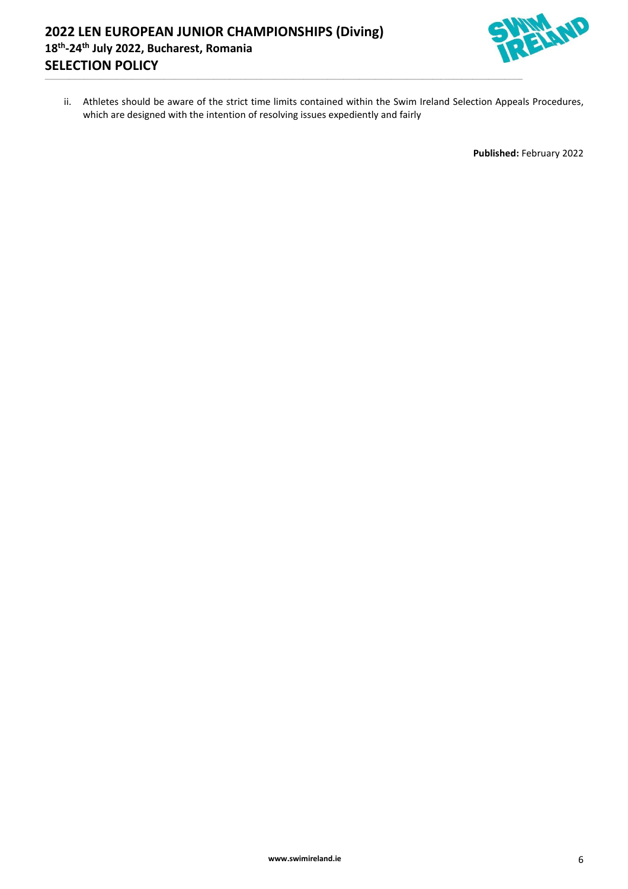ii. Athletes should be aware of the strict time limits contained within the Swim Ireland Selection Appeals Procedures, which are designed with the intention of resolving issues expediently and fairly

**Published:** February 2022